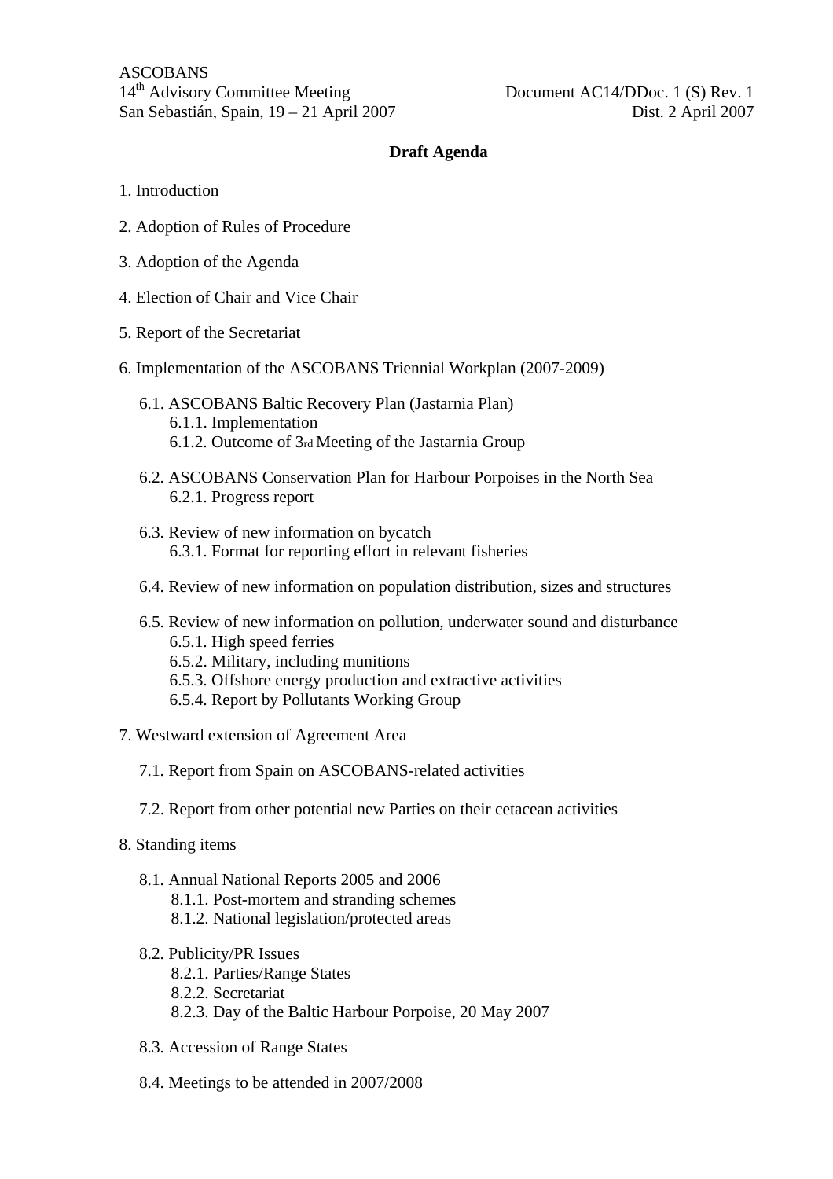ASCOBANS
14th Advisory Committee Meeting
San Sebastián, Spain, 19 – 21 April 2007

Document AC14/DDoc. 1 (S) Rev. 1
Dist. 2 April 2007

**Draft Agenda**

1. Introduction

2. Adoption of Rules of Procedure

3. Adoption of the Agenda

4. Election of Chair and Vice Chair

5. Report of the Secretariat

6. Implementation of the ASCOBANS Triennial Workplan (2007-2009)

   6.1. ASCOBANS Baltic Recovery Plan (Jastarnia Plan)
      6.1.1. Implementation
      6.1.2. Outcome of 3rd Meeting of the Jastarnia Group

   6.2. ASCOBANS Conservation Plan for Harbour Porpoises in the North Sea
      6.2.1. Progress report

   6.3. Review of new information on bycatch
      6.3.1. Format for reporting effort in relevant fisheries

   6.4. Review of new information on population distribution, sizes and structures

   6.5. Review of new information on pollution, underwater sound and disturbance
      6.5.1. High speed ferries
      6.5.2. Military, including munitions
      6.5.3. Offshore energy production and extractive activities
      6.5.4. Report by Pollutants Working Group

7. Westward extension of Agreement Area

   7.1. Report from Spain on ASCOBANS-related activities

   7.2. Report from other potential new Parties on their cetacean activities

8. Standing items

   8.1. Annual National Reports 2005 and 2006
      8.1.1. Post-mortem and stranding schemes
      8.1.2. National legislation/protected areas

   8.2. Publicity/PR Issues
      8.2.1. Parties/Range States
      8.2.2. Secretariat
      8.2.3. Day of the Baltic Harbour Porpoise, 20 May 2007

   8.3. Accession of Range States

   8.4. Meetings to be attended in 2007/2008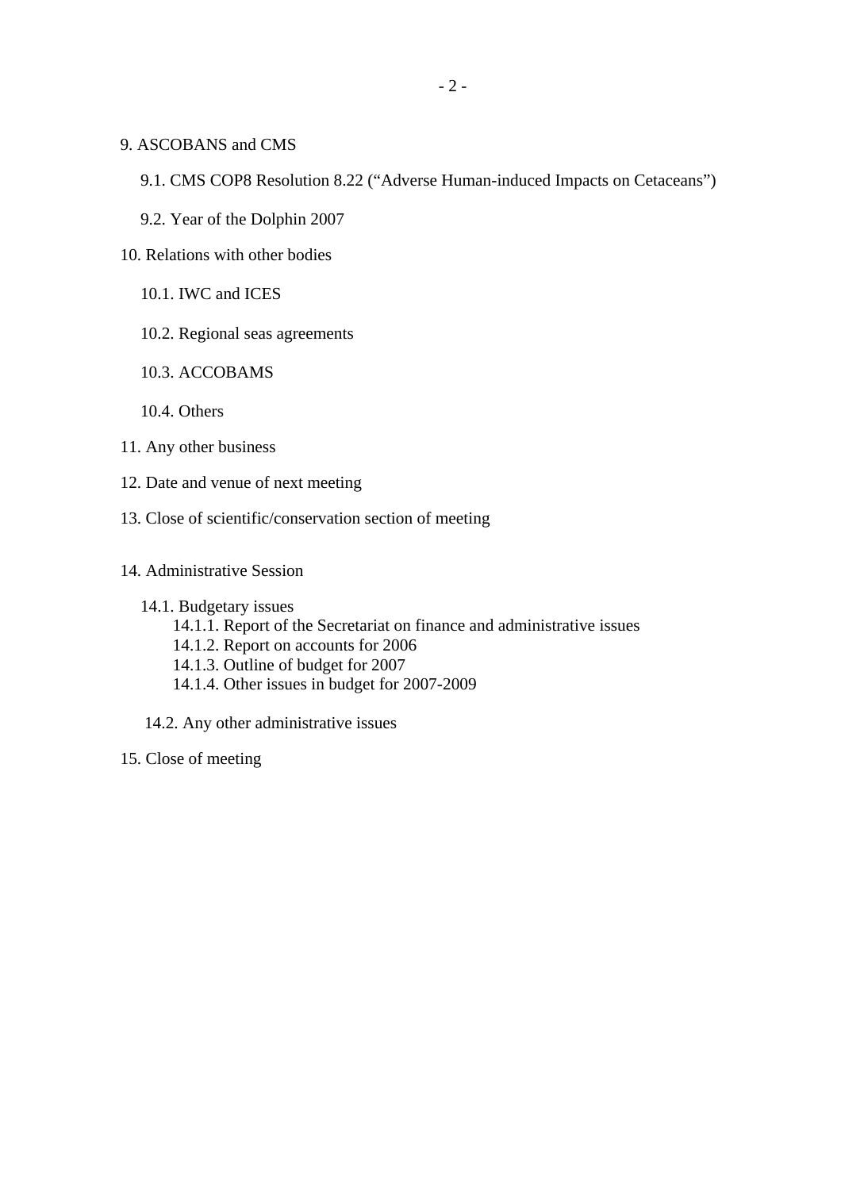9. ASCOBANS and CMS

    9.1. CMS COP8 Resolution 8.22 (“Adverse Human-induced Impacts on Cetaceans”)

    9.2. Year of the Dolphin 2007

10. Relations with other bodies

    10.1. IWC and ICES

    10.2. Regional seas agreements

    10.3. ACCOBAMS

    10.4. Others

11. Any other business

12. Date and venue of next meeting

13. Close of scientific/conservation section of meeting

14. Administrative Session

    14.1. Budgetary issues
        14.1.1. Report of the Secretariat on finance and administrative issues
        14.1.2. Report on accounts for 2006
        14.1.3. Outline of budget for 2007
        14.1.4. Other issues in budget for 2007-2009

    14.2. Any other administrative issues

15. Close of meeting